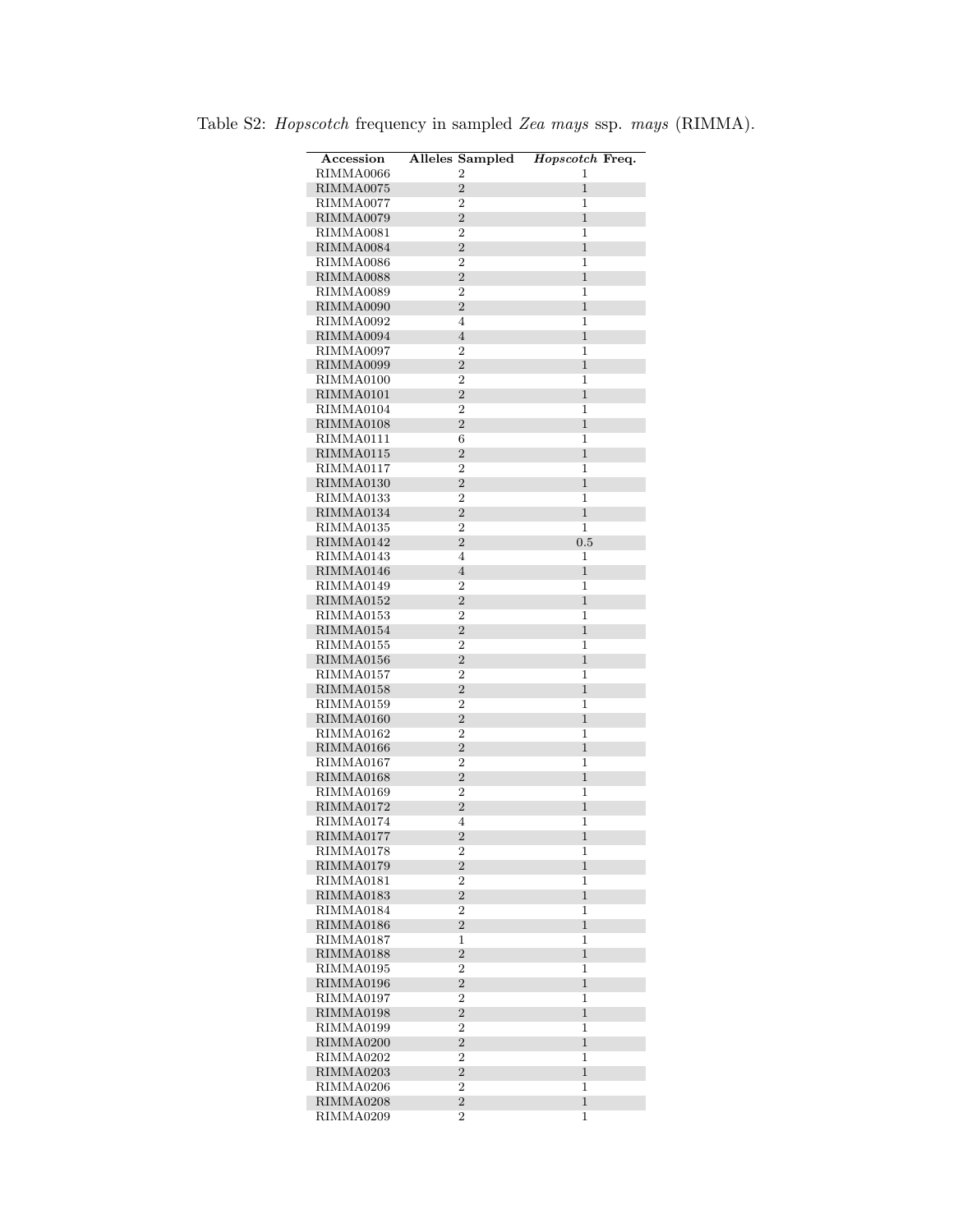Table S2: *Hopscotch* frequency in sampled *Zea mays* ssp. *mays* (RIMMA).

| Accession | Alleles Sampled | *Hopscotch* Freq. |
|---|---|---|
| RIMMA0066 | 2 | 1 |
| RIMMA0075 | 2 | 1 |
| RIMMA0077 | 2 | 1 |
| RIMMA0079 | 2 | 1 |
| RIMMA0081 | 2 | 1 |
| RIMMA0084 | 2 | 1 |
| RIMMA0086 | 2 | 1 |
| RIMMA0088 | 2 | 1 |
| RIMMA0089 | 2 | 1 |
| RIMMA0090 | 2 | 1 |
| RIMMA0092 | 4 | 1 |
| RIMMA0094 | 4 | 1 |
| RIMMA0097 | 2 | 1 |
| RIMMA0099 | 2 | 1 |
| RIMMA0100 | 2 | 1 |
| RIMMA0101 | 2 | 1 |
| RIMMA0104 | 2 | 1 |
| RIMMA0108 | 2 | 1 |
| RIMMA0111 | 6 | 1 |
| RIMMA0115 | 2 | 1 |
| RIMMA0117 | 2 | 1 |
| RIMMA0130 | 2 | 1 |
| RIMMA0133 | 2 | 1 |
| RIMMA0134 | 2 | 1 |
| RIMMA0135 | 2 | 1 |
| RIMMA0142 | 2 | 0.5 |
| RIMMA0143 | 4 | 1 |
| RIMMA0146 | 4 | 1 |
| RIMMA0149 | 2 | 1 |
| RIMMA0152 | 2 | 1 |
| RIMMA0153 | 2 | 1 |
| RIMMA0154 | 2 | 1 |
| RIMMA0155 | 2 | 1 |
| RIMMA0156 | 2 | 1 |
| RIMMA0157 | 2 | 1 |
| RIMMA0158 | 2 | 1 |
| RIMMA0159 | 2 | 1 |
| RIMMA0160 | 2 | 1 |
| RIMMA0162 | 2 | 1 |
| RIMMA0166 | 2 | 1 |
| RIMMA0167 | 2 | 1 |
| RIMMA0168 | 2 | 1 |
| RIMMA0169 | 2 | 1 |
| RIMMA0172 | 2 | 1 |
| RIMMA0174 | 4 | 1 |
| RIMMA0177 | 2 | 1 |
| RIMMA0178 | 2 | 1 |
| RIMMA0179 | 2 | 1 |
| RIMMA0181 | 2 | 1 |
| RIMMA0183 | 2 | 1 |
| RIMMA0184 | 2 | 1 |
| RIMMA0186 | 2 | 1 |
| RIMMA0187 | 1 | 1 |
| RIMMA0188 | 2 | 1 |
| RIMMA0195 | 2 | 1 |
| RIMMA0196 | 2 | 1 |
| RIMMA0197 | 2 | 1 |
| RIMMA0198 | 2 | 1 |
| RIMMA0199 | 2 | 1 |
| RIMMA0200 | 2 | 1 |
| RIMMA0202 | 2 | 1 |
| RIMMA0203 | 2 | 1 |
| RIMMA0206 | 2 | 1 |
| RIMMA0208 | 2 | 1 |
| RIMMA0209 | 2 | 1 |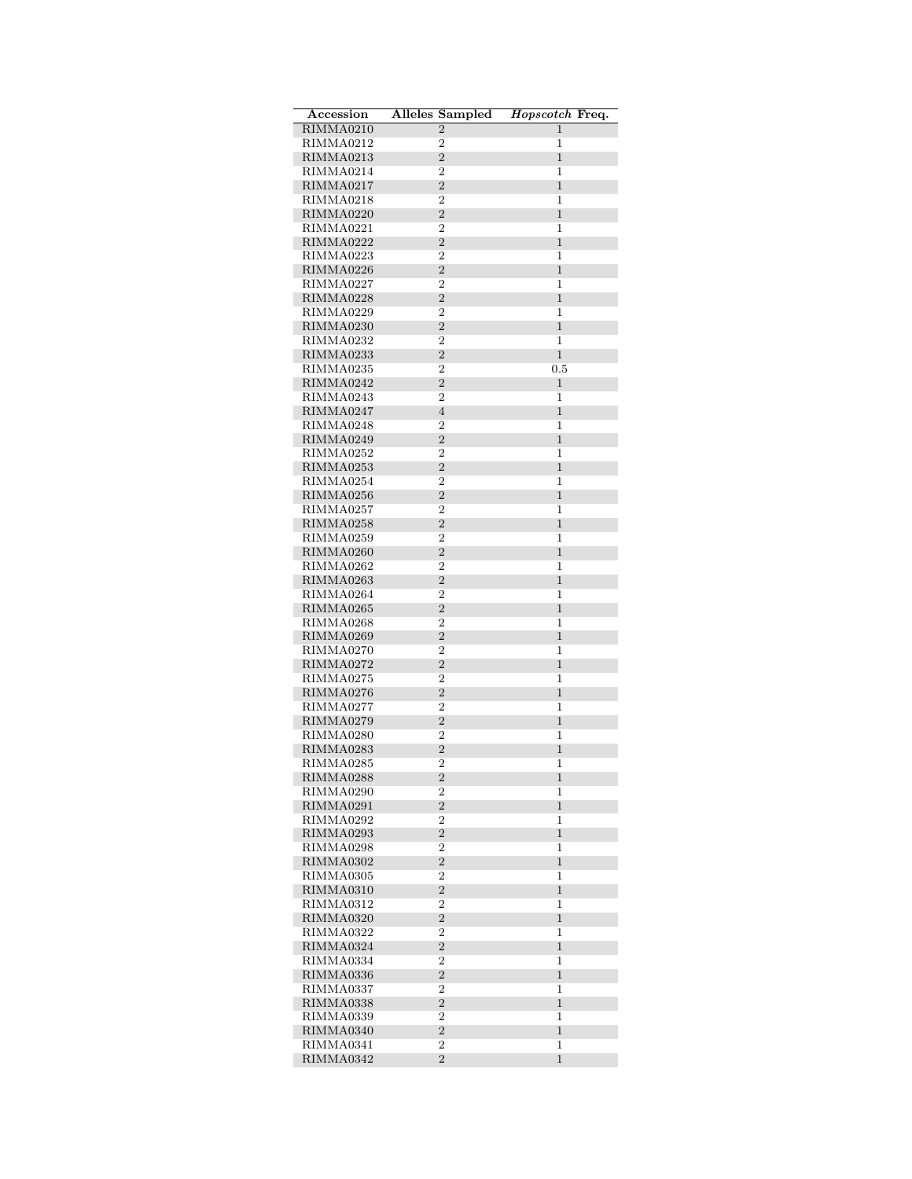| Accession | Alleles Sampled | *Hopscotch* Freq. |
|---|---|---|
| RIMMA0210 | 2 | 1 |
| RIMMA0212 | 2 | 1 |
| RIMMA0213 | 2 | 1 |
| RIMMA0214 | 2 | 1 |
| RIMMA0217 | 2 | 1 |
| RIMMA0218 | 2 | 1 |
| RIMMA0220 | 2 | 1 |
| RIMMA0221 | 2 | 1 |
| RIMMA0222 | 2 | 1 |
| RIMMA0223 | 2 | 1 |
| RIMMA0226 | 2 | 1 |
| RIMMA0227 | 2 | 1 |
| RIMMA0228 | 2 | 1 |
| RIMMA0229 | 2 | 1 |
| RIMMA0230 | 2 | 1 |
| RIMMA0232 | 2 | 1 |
| RIMMA0233 | 2 | 1 |
| RIMMA0235 | 2 | 0.5 |
| RIMMA0242 | 2 | 1 |
| RIMMA0243 | 2 | 1 |
| RIMMA0247 | 4 | 1 |
| RIMMA0248 | 2 | 1 |
| RIMMA0249 | 2 | 1 |
| RIMMA0252 | 2 | 1 |
| RIMMA0253 | 2 | 1 |
| RIMMA0254 | 2 | 1 |
| RIMMA0256 | 2 | 1 |
| RIMMA0257 | 2 | 1 |
| RIMMA0258 | 2 | 1 |
| RIMMA0259 | 2 | 1 |
| RIMMA0260 | 2 | 1 |
| RIMMA0262 | 2 | 1 |
| RIMMA0263 | 2 | 1 |
| RIMMA0264 | 2 | 1 |
| RIMMA0265 | 2 | 1 |
| RIMMA0268 | 2 | 1 |
| RIMMA0269 | 2 | 1 |
| RIMMA0270 | 2 | 1 |
| RIMMA0272 | 2 | 1 |
| RIMMA0275 | 2 | 1 |
| RIMMA0276 | 2 | 1 |
| RIMMA0277 | 2 | 1 |
| RIMMA0279 | 2 | 1 |
| RIMMA0280 | 2 | 1 |
| RIMMA0283 | 2 | 1 |
| RIMMA0285 | 2 | 1 |
| RIMMA0288 | 2 | 1 |
| RIMMA0290 | 2 | 1 |
| RIMMA0291 | 2 | 1 |
| RIMMA0292 | 2 | 1 |
| RIMMA0293 | 2 | 1 |
| RIMMA0298 | 2 | 1 |
| RIMMA0302 | 2 | 1 |
| RIMMA0305 | 2 | 1 |
| RIMMA0310 | 2 | 1 |
| RIMMA0312 | 2 | 1 |
| RIMMA0320 | 2 | 1 |
| RIMMA0322 | 2 | 1 |
| RIMMA0324 | 2 | 1 |
| RIMMA0334 | 2 | 1 |
| RIMMA0336 | 2 | 1 |
| RIMMA0337 | 2 | 1 |
| RIMMA0338 | 2 | 1 |
| RIMMA0339 | 2 | 1 |
| RIMMA0340 | 2 | 1 |
| RIMMA0341 | 2 | 1 |
| RIMMA0342 | 2 | 1 |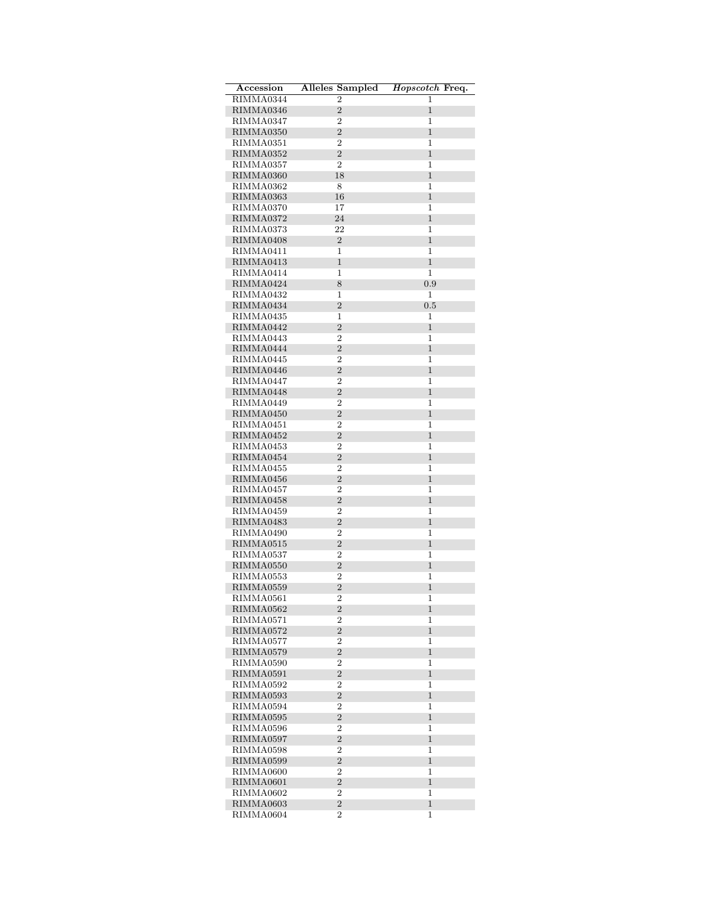| Accession | Alleles Sampled | *Hopscotch* Freq. |
|---|---|---|
| RIMMA0344 | 2 | 1 |
| RIMMA0346 | 2 | 1 |
| RIMMA0347 | 2 | 1 |
| RIMMA0350 | 2 | 1 |
| RIMMA0351 | 2 | 1 |
| RIMMA0352 | 2 | 1 |
| RIMMA0357 | 2 | 1 |
| RIMMA0360 | 18 | 1 |
| RIMMA0362 | 8 | 1 |
| RIMMA0363 | 16 | 1 |
| RIMMA0370 | 17 | 1 |
| RIMMA0372 | 24 | 1 |
| RIMMA0373 | 22 | 1 |
| RIMMA0408 | 2 | 1 |
| RIMMA0411 | 1 | 1 |
| RIMMA0413 | 1 | 1 |
| RIMMA0414 | 1 | 1 |
| RIMMA0424 | 8 | 0.9 |
| RIMMA0432 | 1 | 1 |
| RIMMA0434 | 2 | 0.5 |
| RIMMA0435 | 1 | 1 |
| RIMMA0442 | 2 | 1 |
| RIMMA0443 | 2 | 1 |
| RIMMA0444 | 2 | 1 |
| RIMMA0445 | 2 | 1 |
| RIMMA0446 | 2 | 1 |
| RIMMA0447 | 2 | 1 |
| RIMMA0448 | 2 | 1 |
| RIMMA0449 | 2 | 1 |
| RIMMA0450 | 2 | 1 |
| RIMMA0451 | 2 | 1 |
| RIMMA0452 | 2 | 1 |
| RIMMA0453 | 2 | 1 |
| RIMMA0454 | 2 | 1 |
| RIMMA0455 | 2 | 1 |
| RIMMA0456 | 2 | 1 |
| RIMMA0457 | 2 | 1 |
| RIMMA0458 | 2 | 1 |
| RIMMA0459 | 2 | 1 |
| RIMMA0483 | 2 | 1 |
| RIMMA0490 | 2 | 1 |
| RIMMA0515 | 2 | 1 |
| RIMMA0537 | 2 | 1 |
| RIMMA0550 | 2 | 1 |
| RIMMA0553 | 2 | 1 |
| RIMMA0559 | 2 | 1 |
| RIMMA0561 | 2 | 1 |
| RIMMA0562 | 2 | 1 |
| RIMMA0571 | 2 | 1 |
| RIMMA0572 | 2 | 1 |
| RIMMA0577 | 2 | 1 |
| RIMMA0579 | 2 | 1 |
| RIMMA0590 | 2 | 1 |
| RIMMA0591 | 2 | 1 |
| RIMMA0592 | 2 | 1 |
| RIMMA0593 | 2 | 1 |
| RIMMA0594 | 2 | 1 |
| RIMMA0595 | 2 | 1 |
| RIMMA0596 | 2 | 1 |
| RIMMA0597 | 2 | 1 |
| RIMMA0598 | 2 | 1 |
| RIMMA0599 | 2 | 1 |
| RIMMA0600 | 2 | 1 |
| RIMMA0601 | 2 | 1 |
| RIMMA0602 | 2 | 1 |
| RIMMA0603 | 2 | 1 |
| RIMMA0604 | 2 | 1 |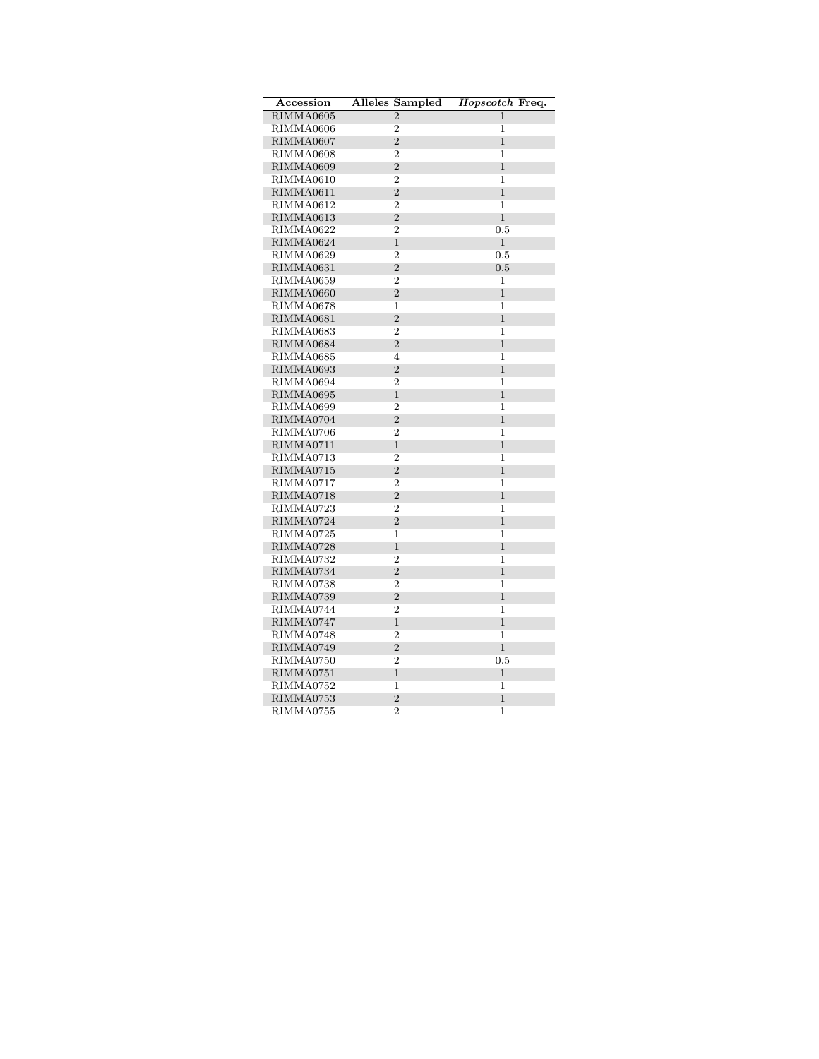| Accession | Alleles Sampled | *Hopscotch* Freq. |
|---|---|---|
| RIMMA0605 | 2 | 1 |
| RIMMA0606 | 2 | 1 |
| RIMMA0607 | 2 | 1 |
| RIMMA0608 | 2 | 1 |
| RIMMA0609 | 2 | 1 |
| RIMMA0610 | 2 | 1 |
| RIMMA0611 | 2 | 1 |
| RIMMA0612 | 2 | 1 |
| RIMMA0613 | 2 | 1 |
| RIMMA0622 | 2 | 0.5 |
| RIMMA0624 | 1 | 1 |
| RIMMA0629 | 2 | 0.5 |
| RIMMA0631 | 2 | 0.5 |
| RIMMA0659 | 2 | 1 |
| RIMMA0660 | 2 | 1 |
| RIMMA0678 | 1 | 1 |
| RIMMA0681 | 2 | 1 |
| RIMMA0683 | 2 | 1 |
| RIMMA0684 | 2 | 1 |
| RIMMA0685 | 4 | 1 |
| RIMMA0693 | 2 | 1 |
| RIMMA0694 | 2 | 1 |
| RIMMA0695 | 1 | 1 |
| RIMMA0699 | 2 | 1 |
| RIMMA0704 | 2 | 1 |
| RIMMA0706 | 2 | 1 |
| RIMMA0711 | 1 | 1 |
| RIMMA0713 | 2 | 1 |
| RIMMA0715 | 2 | 1 |
| RIMMA0717 | 2 | 1 |
| RIMMA0718 | 2 | 1 |
| RIMMA0723 | 2 | 1 |
| RIMMA0724 | 2 | 1 |
| RIMMA0725 | 1 | 1 |
| RIMMA0728 | 1 | 1 |
| RIMMA0732 | 2 | 1 |
| RIMMA0734 | 2 | 1 |
| RIMMA0738 | 2 | 1 |
| RIMMA0739 | 2 | 1 |
| RIMMA0744 | 2 | 1 |
| RIMMA0747 | 1 | 1 |
| RIMMA0748 | 2 | 1 |
| RIMMA0749 | 2 | 1 |
| RIMMA0750 | 2 | 0.5 |
| RIMMA0751 | 1 | 1 |
| RIMMA0752 | 1 | 1 |
| RIMMA0753 | 2 | 1 |
| RIMMA0755 | 2 | 1 |